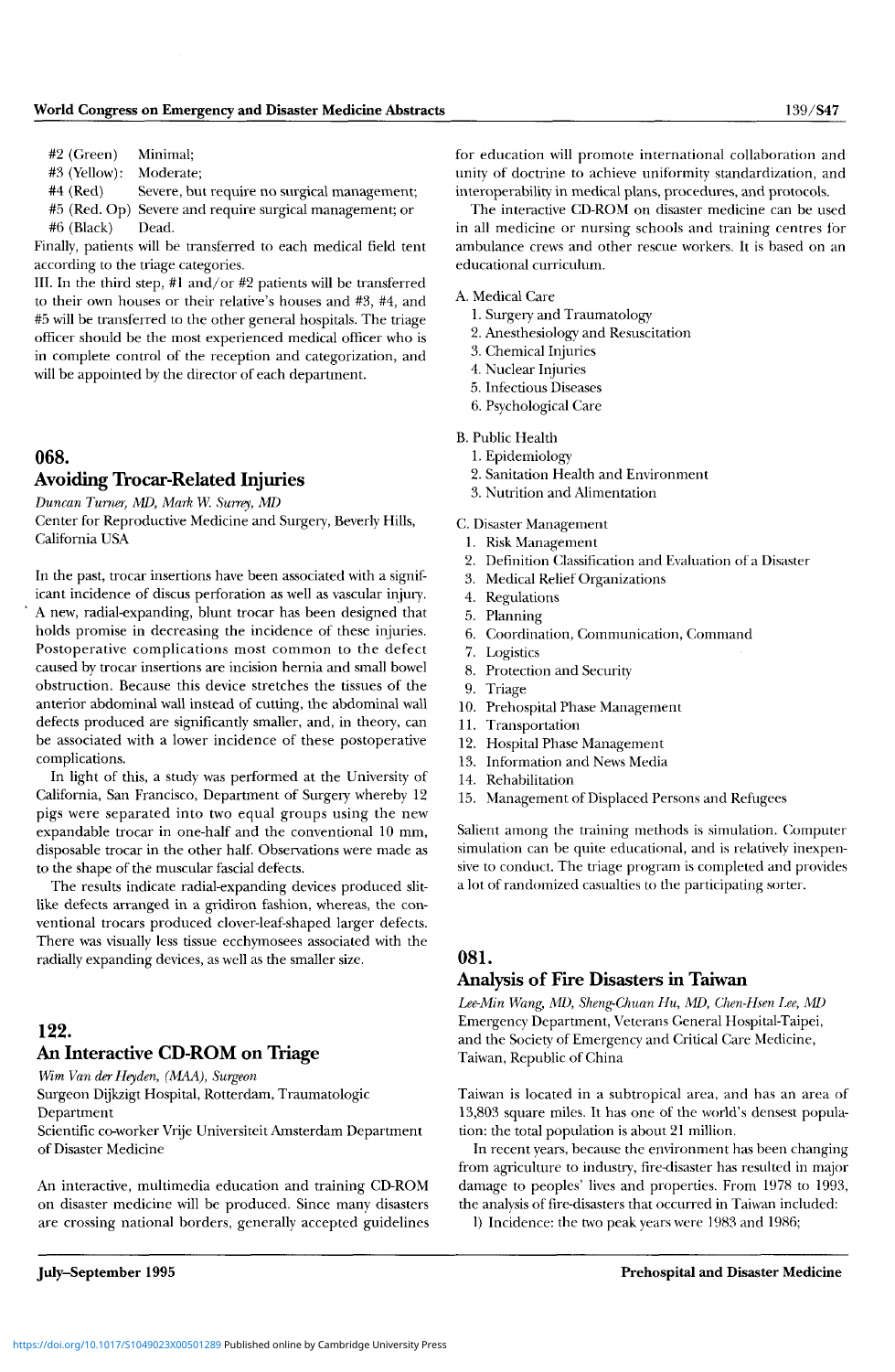#2 (Green) Minimal;
#3 (Yellow): Moderate;
#4 (Red) Severe, but require no surgical management;
#5 (Red. Op) Severe and require surgical management; or
#6 (Black) Dead.

Finally, patients will be transferred to each medical field tent according to the triage categories.

III. In the third step, #1 and/or #2 patients will be transferred to their own houses or their relative's houses and #3, #4, and #5 will be transferred to the other general hospitals. The triage officer should be the most experienced medical officer who is in complete control of the reception and categorization, and will be appointed by the director of each department.

## 068.
## Avoiding Trocar-Related Injuries

*Duncan Turner, MD, Mark W. Surrey, MD*
Center for Reproductive Medicine and Surgery, Beverly Hills, California USA

In the past, trocar insertions have been associated with a significant incidence of discus perforation as well as vascular injury. A new, radial-expanding, blunt trocar has been designed that holds promise in decreasing the incidence of these injuries. Postoperative complications most common to the defect caused by trocar insertions are incision hernia and small bowel obstruction. Because this device stretches the tissues of the anterior abdominal wall instead of cutting, the abdominal wall defects produced are significantly smaller, and, in theory, can be associated with a lower incidence of these postoperative complications.

In light of this, a study was performed at the University of California, San Francisco, Department of Surgery whereby 12 pigs were separated into two equal groups using the new expandable trocar in one-half and the conventional 10 mm, disposable trocar in the other half. Observations were made as to the shape of the muscular fascial defects.

The results indicate radial-expanding devices produced slit-like defects arranged in a gridiron fashion, whereas, the conventional trocars produced clover-leaf-shaped larger defects. There was visually less tissue ecchymosees associated with the radially expanding devices, as well as the smaller size.

## 122.
## An Interactive CD-ROM on Triage

*Wim Van der Heyden, (MAA), Surgeon*
Surgeon Dijkzigt Hospital, Rotterdam, Traumatologic Department
Scientific co-worker Vrije Universiteit Amsterdam Department of Disaster Medicine

An interactive, multimedia education and training CD-ROM on disaster medicine will be produced. Since many disasters are crossing national borders, generally accepted guidelines for education will promote international collaboration and unity of doctrine to achieve uniformity standardization, and interoperability in medical plans, procedures, and protocols.

The interactive CD-ROM on disaster medicine can be used in all medicine or nursing schools and training centres for ambulance crews and other rescue workers. It is based on an educational curriculum.

A. Medical Care
1. Surgery and Traumatology
2. Anesthesiology and Resuscitation
3. Chemical Injuries
4. Nuclear Injuries
5. Infectious Diseases
6. Psychological Care

B. Public Health
1. Epidemiology
2. Sanitation Health and Environment
3. Nutrition and Alimentation

C. Disaster Management
1. Risk Management
2. Definition Classification and Evaluation of a Disaster
3. Medical Relief Organizations
4. Regulations
5. Planning
6. Coordination, Communication, Command
7. Logistics
8. Protection and Security
9. Triage
10. Prehospital Phase Management
11. Transportation
12. Hospital Phase Management
13. Information and News Media
14. Rehabilitation
15. Management of Displaced Persons and Refugees

Salient among the training methods is simulation. Computer simulation can be quite educational, and is relatively inexpensive to conduct. The triage program is completed and provides a lot of randomized casualties to the participating sorter.

## 081.
## Analysis of Fire Disasters in Taiwan

*Lee-Min Wang, MD, Sheng-Chuan Hu, MD, Chen-Hsen Lee, MD*
Emergency Department, Veterans General Hospital-Taipei, and the Society of Emergency and Critical Care Medicine, Taiwan, Republic of China

Taiwan is located in a subtropical area, and has an area of 13,803 square miles. It has one of the world's densest population: the total population is about 21 million.

In recent years, because the environment has been changing from agriculture to industry, fire-disaster has resulted in major damage to peoples' lives and properties. From 1978 to 1993, the analysis of fire-disasters that occurred in Taiwan included:

1) Incidence: the two peak years were 1983 and 1986;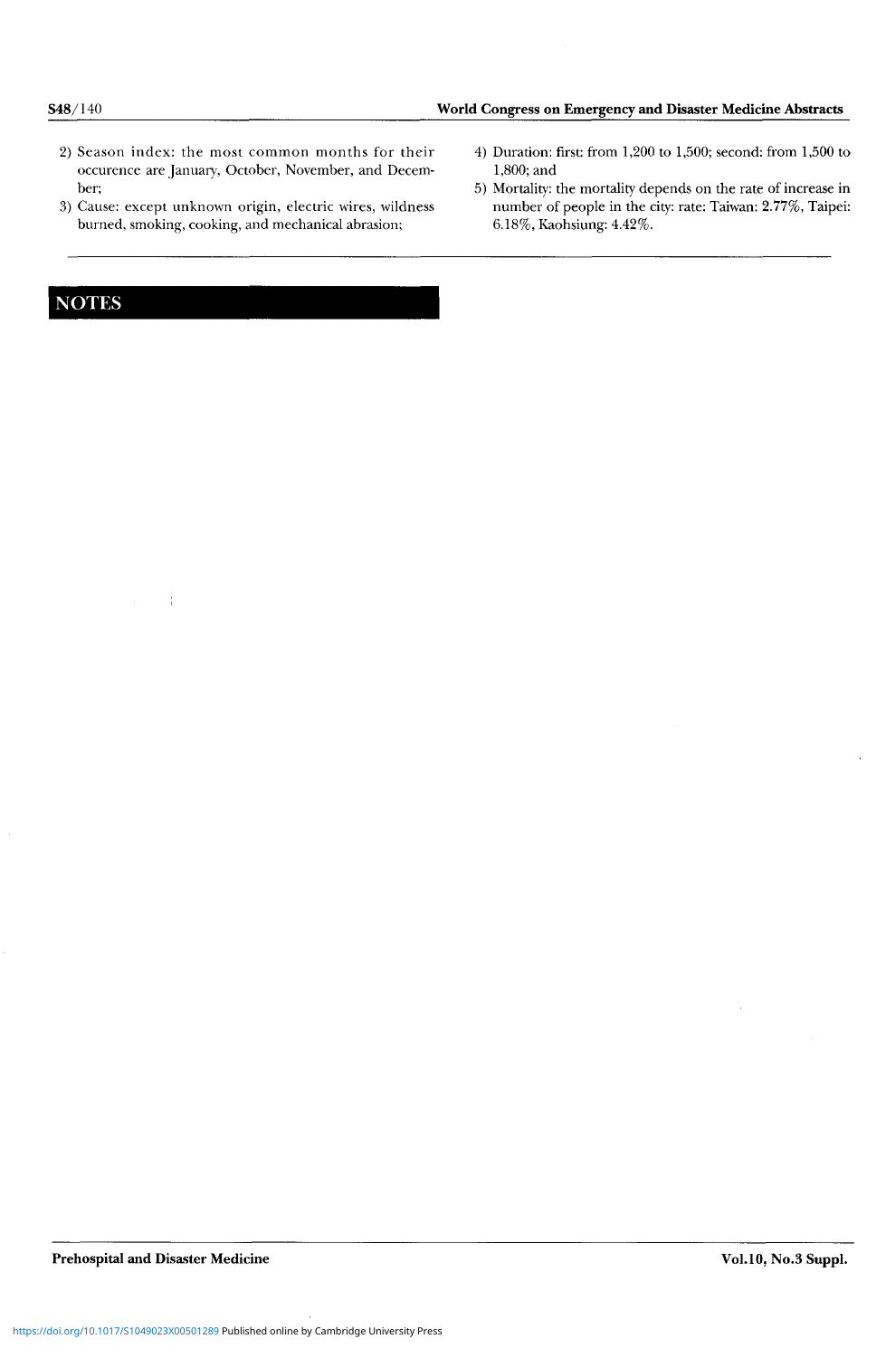2) Season index: the most common months for their occurence are January, October, November, and December;
3) Cause: except unknown origin, electric wires, wildness burned, smoking, cooking, and mechanical abrasion;
4) Duration: first: from 1,200 to 1,500; second: from 1,500 to 1,800; and
5) Mortality: the mortality depends on the rate of increase in number of people in the city: rate: Taiwan: 2.77%, Taipei: 6.18%, Kaohsiung: 4.42%.

## NOTES

https://doi.org/10.1017/S1049023X00501289 Published online by Cambridge University Press